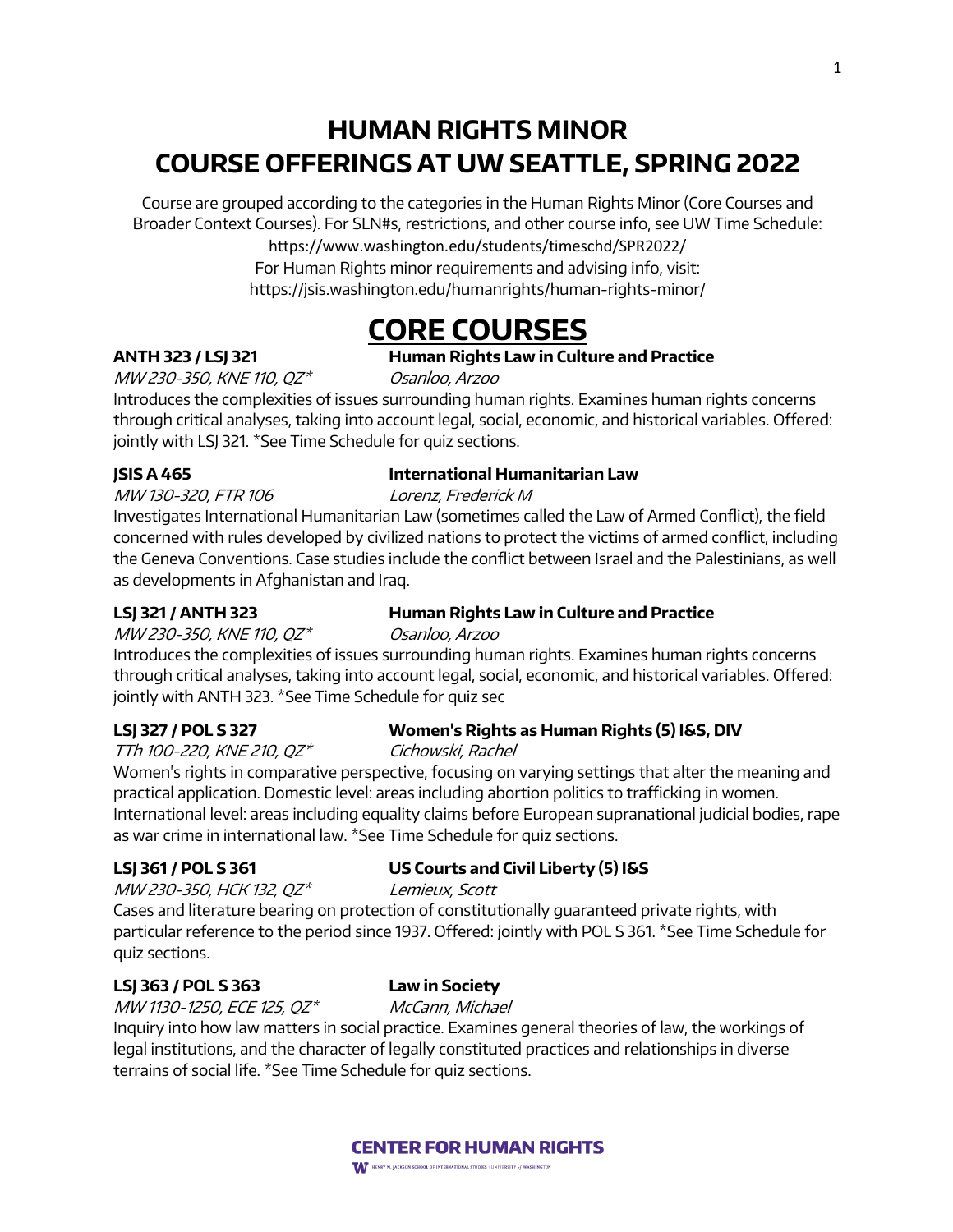# HUMAN RIGHTS MINOR
# COURSE OFFERINGS AT UW SEATTLE, SPRING 2022

Course are grouped according to the categories in the Human Rights Minor (Core Courses and Broader Context Courses). For SLN#s, restrictions, and other course info, see UW Time Schedule: https://www.washington.edu/students/timeschd/SPR2022/
For Human Rights minor requirements and advising info, visit: https://jsis.washington.edu/humanrights/human-rights-minor/

## CORE COURSES

**ANTH 323 / LSJ 321** **Human Rights Law in Culture and Practice**
*MW 230-350, KNE 110, QZ** *Osanloo, Arzoo*
Introduces the complexities of issues surrounding human rights. Examines human rights concerns through critical analyses, taking into account legal, social, economic, and historical variables. Offered: jointly with LSJ 321. *See Time Schedule for quiz sections.

**JSIS A 465** **International Humanitarian Law**
*MW 130-320, FTR 106* *Lorenz, Frederick M*
Investigates International Humanitarian Law (sometimes called the Law of Armed Conflict), the field concerned with rules developed by civilized nations to protect the victims of armed conflict, including the Geneva Conventions. Case studies include the conflict between Israel and the Palestinians, as well as developments in Afghanistan and Iraq.

**LSJ 321 / ANTH 323** **Human Rights Law in Culture and Practice**
*MW 230-350, KNE 110, QZ** *Osanloo, Arzoo*
Introduces the complexities of issues surrounding human rights. Examines human rights concerns through critical analyses, taking into account legal, social, economic, and historical variables. Offered: jointly with ANTH 323. *See Time Schedule for quiz sec

**LSJ 327 / POL S 327** **Women's Rights as Human Rights (5) I&S, DIV**
*TTh 100-220, KNE 210, QZ** *Cichowski, Rachel*
Women's rights in comparative perspective, focusing on varying settings that alter the meaning and practical application. Domestic level: areas including abortion politics to trafficking in women. International level: areas including equality claims before European supranational judicial bodies, rape as war crime in international law. *See Time Schedule for quiz sections.

**LSJ 361 / POL S 361** **US Courts and Civil Liberty (5) I&S**
*MW 230-350, HCK 132, QZ** *Lemieux, Scott*
Cases and literature bearing on protection of constitutionally guaranteed private rights, with particular reference to the period since 1937. Offered: jointly with POL S 361. *See Time Schedule for quiz sections.

**LSJ 363 / POL S 363** **Law in Society**
*MW 1130-1250, ECE 125, QZ** *McCann, Michael*
Inquiry into how law matters in social practice. Examines general theories of law, the workings of legal institutions, and the character of legally constituted practices and relationships in diverse terrains of social life. *See Time Schedule for quiz sections.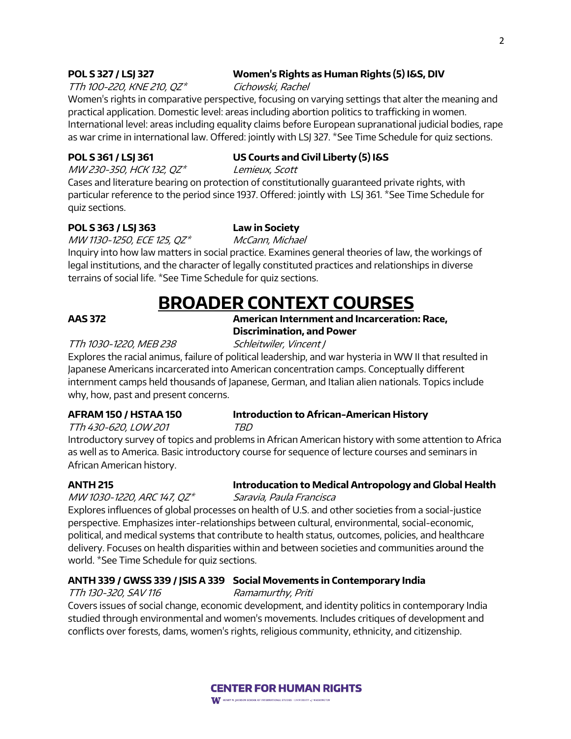**POL S 327 / LSJ 327** **Women's Rights as Human Rights (5) I&S, DIV**

*TTh 100-220, KNE 210, QZ** *Cichowski, Rachel*

Women's rights in comparative perspective, focusing on varying settings that alter the meaning and practical application. Domestic level: areas including abortion politics to trafficking in women. International level: areas including equality claims before European supranational judicial bodies, rape as war crime in international law. Offered: jointly with LSJ 327. *See Time Schedule for quiz sections.

**POL S 361 / LSJ 361** **US Courts and Civil Liberty (5) I&S**

*MW 230-350, HCK 132, QZ** *Lemieux, Scott*

Cases and literature bearing on protection of constitutionally guaranteed private rights, with particular reference to the period since 1937. Offered: jointly with LSJ 361. *See Time Schedule for quiz sections.

**POL S 363 / LSJ 363** **Law in Society**

*MW 1130-1250, ECE 125, QZ** *McCann, Michael*

Inquiry into how law matters in social practice. Examines general theories of law, the workings of legal institutions, and the character of legally constituted practices and relationships in diverse terrains of social life. *See Time Schedule for quiz sections.

# BROADER CONTEXT COURSES

**AAS 372** **American Internment and Incarceration: Race, Discrimination, and Power**

*TTh 1030-1220, MEB 238* *Schleitwiler, Vincent J*

Explores the racial animus, failure of political leadership, and war hysteria in WW II that resulted in Japanese Americans incarcerated into American concentration camps. Conceptually different internment camps held thousands of Japanese, German, and Italian alien nationals. Topics include why, how, past and present concerns.

**AFRAM 150 / HSTAA 150** **Introduction to African-American History**

*TTh 430-620, LOW 201* *TBD*

Introductory survey of topics and problems in African American history with some attention to Africa as well as to America. Basic introductory course for sequence of lecture courses and seminars in African American history.

**ANTH 215** **Introducation to Medical Antropology and Global Health**

*MW 1030-1220, ARC 147, QZ** *Saravia, Paula Francisca*

Explores influences of global processes on health of U.S. and other societies from a social-justice perspective. Emphasizes inter-relationships between cultural, environmental, social-economic, political, and medical systems that contribute to health status, outcomes, policies, and healthcare delivery. Focuses on health disparities within and between societies and communities around the world. *See Time Schedule for quiz sections.

**ANTH 339 / GWSS 339 / JSIS A 339** **Social Movements in Contemporary India**

*TTh 130-320, SAV 116* *Ramamurthy, Priti*

Covers issues of social change, economic development, and identity politics in contemporary India studied through environmental and women's movements. Includes critiques of development and conflicts over forests, dams, women's rights, religious community, ethnicity, and citizenship.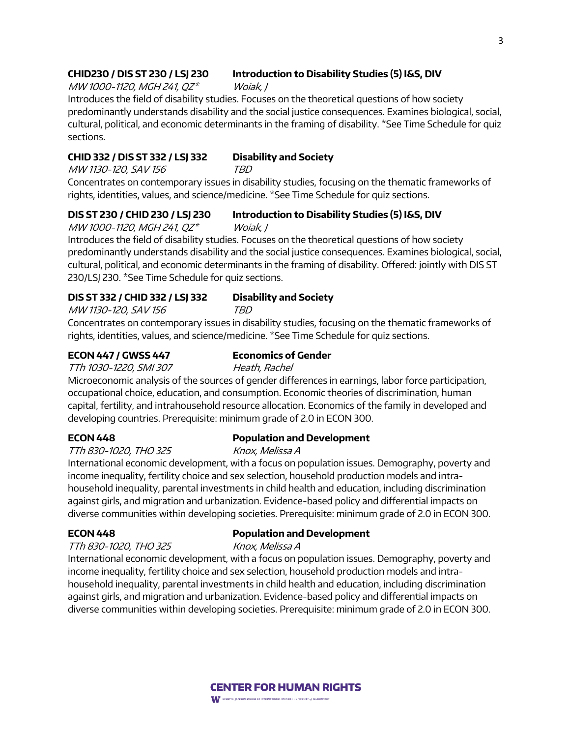**CHID230 / DIS ST 230 / LSJ 230** **Introduction to Disability Studies (5) I&S, DIV**
*MW 1000-1120, MGH 241, QZ** *Woiak, J*
Introduces the field of disability studies. Focuses on the theoretical questions of how society predominantly understands disability and the social justice consequences. Examines biological, social, cultural, political, and economic determinants in the framing of disability. *See Time Schedule for quiz sections.

**CHID 332 / DIS ST 332 / LSJ 332** **Disability and Society**
*MW 1130-120, SAV 156* *TBD*
Concentrates on contemporary issues in disability studies, focusing on the thematic frameworks of rights, identities, values, and science/medicine. *See Time Schedule for quiz sections.

**DIS ST 230 / CHID 230 / LSJ 230** **Introduction to Disability Studies (5) I&S, DIV**
*MW 1000-1120, MGH 241, QZ** *Woiak, J*
Introduces the field of disability studies. Focuses on the theoretical questions of how society predominantly understands disability and the social justice consequences. Examines biological, social, cultural, political, and economic determinants in the framing of disability. Offered: jointly with DIS ST 230/LSJ 230. *See Time Schedule for quiz sections.

**DIS ST 332 / CHID 332 / LSJ 332** **Disability and Society**
*MW 1130-120, SAV 156* *TBD*
Concentrates on contemporary issues in disability studies, focusing on the thematic frameworks of rights, identities, values, and science/medicine. *See Time Schedule for quiz sections.

**ECON 447 / GWSS 447** **Economics of Gender**
*TTh 1030-1220, SMI 307* *Heath, Rachel*
Microeconomic analysis of the sources of gender differences in earnings, labor force participation, occupational choice, education, and consumption. Economic theories of discrimination, human capital, fertility, and intrahousehold resource allocation. Economics of the family in developed and developing countries. Prerequisite: minimum grade of 2.0 in ECON 300.

**ECON 448** **Population and Development**
*TTh 830-1020, THO 325* *Knox, Melissa A*
International economic development, with a focus on population issues. Demography, poverty and income inequality, fertility choice and sex selection, household production models and intra-household inequality, parental investments in child health and education, including discrimination against girls, and migration and urbanization. Evidence-based policy and differential impacts on diverse communities within developing societies. Prerequisite: minimum grade of 2.0 in ECON 300.

**ECON 448** **Population and Development**
*TTh 830-1020, THO 325* *Knox, Melissa A*
International economic development, with a focus on population issues. Demography, poverty and income inequality, fertility choice and sex selection, household production models and intra-household inequality, parental investments in child health and education, including discrimination against girls, and migration and urbanization. Evidence-based policy and differential impacts on diverse communities within developing societies. Prerequisite: minimum grade of 2.0 in ECON 300.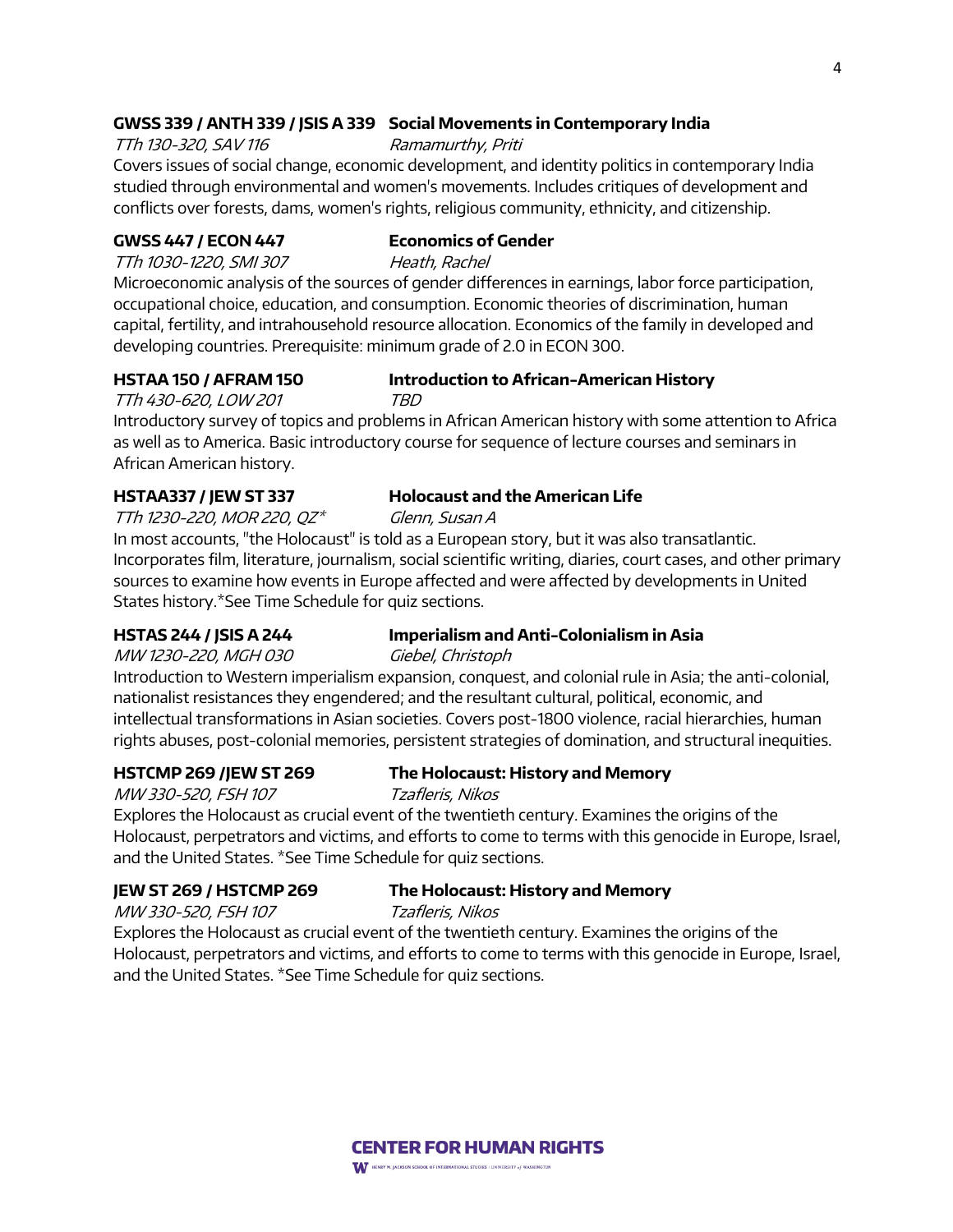**GWSS 339 / ANTH 339 / JSIS A 339** **Social Movements in Contemporary India**

*TTh 130-320, SAV 116* *Ramamurthy, Priti*

Covers issues of social change, economic development, and identity politics in contemporary India studied through environmental and women's movements. Includes critiques of development and conflicts over forests, dams, women's rights, religious community, ethnicity, and citizenship.

**GWSS 447 / ECON 447** **Economics of Gender**

*TTh 1030-1220, SMI 307* *Heath, Rachel*

Microeconomic analysis of the sources of gender differences in earnings, labor force participation, occupational choice, education, and consumption. Economic theories of discrimination, human capital, fertility, and intrahousehold resource allocation. Economics of the family in developed and developing countries. Prerequisite: minimum grade of 2.0 in ECON 300.

**HSTAA 150 / AFRAM 150** **Introduction to African-American History**

*TTh 430-620, LOW 201* *TBD*

Introductory survey of topics and problems in African American history with some attention to Africa as well as to America. Basic introductory course for sequence of lecture courses and seminars in African American history.

**HSTAA337 / JEW ST 337** **Holocaust and the American Life**

*TTh 1230-220, MOR 220, QZ** *Glenn, Susan A*

In most accounts, "the Holocaust" is told as a European story, but it was also transatlantic. Incorporates film, literature, journalism, social scientific writing, diaries, court cases, and other primary sources to examine how events in Europe affected and were affected by developments in United States history.*See Time Schedule for quiz sections.

**HSTAS 244 / JSIS A 244** **Imperialism and Anti-Colonialism in Asia**

*MW 1230-220, MGH 030* *Giebel, Christoph*

Introduction to Western imperialism expansion, conquest, and colonial rule in Asia; the anti-colonial, nationalist resistances they engendered; and the resultant cultural, political, economic, and intellectual transformations in Asian societies. Covers post-1800 violence, racial hierarchies, human rights abuses, post-colonial memories, persistent strategies of domination, and structural inequities.

**HSTCMP 269 /JEW ST 269** **The Holocaust: History and Memory**

*MW 330-520, FSH 107* *Tzafleris, Nikos*

Explores the Holocaust as crucial event of the twentieth century. Examines the origins of the Holocaust, perpetrators and victims, and efforts to come to terms with this genocide in Europe, Israel, and the United States. *See Time Schedule for quiz sections.

**JEW ST 269 / HSTCMP 269** **The Holocaust: History and Memory**

*MW 330-520, FSH 107* *Tzafleris, Nikos*

Explores the Holocaust as crucial event of the twentieth century. Examines the origins of the Holocaust, perpetrators and victims, and efforts to come to terms with this genocide in Europe, Israel, and the United States. *See Time Schedule for quiz sections.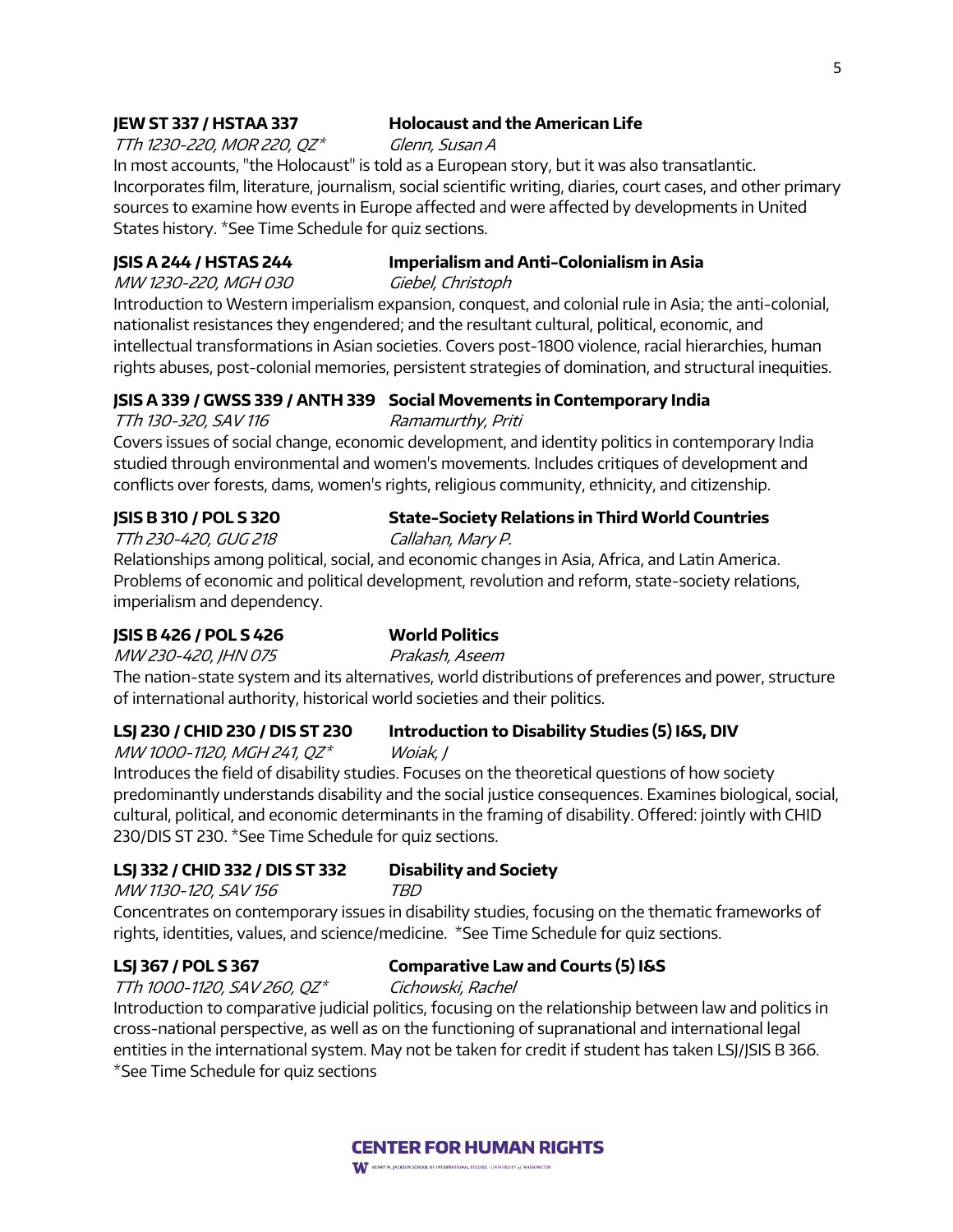**JEW ST 337 / HSTAA 337** **Holocaust and the American Life**

*TTh 1230-220, MOR 220, QZ** *Glenn, Susan A*

In most accounts, "the Holocaust" is told as a European story, but it was also transatlantic. Incorporates film, literature, journalism, social scientific writing, diaries, court cases, and other primary sources to examine how events in Europe affected and were affected by developments in United States history. *See Time Schedule for quiz sections.

**JSIS A 244 / HSTAS 244** **Imperialism and Anti-Colonialism in Asia**

*MW 1230-220, MGH 030* *Giebel, Christoph*

Introduction to Western imperialism expansion, conquest, and colonial rule in Asia; the anti-colonial, nationalist resistances they engendered; and the resultant cultural, political, economic, and intellectual transformations in Asian societies. Covers post-1800 violence, racial hierarchies, human rights abuses, post-colonial memories, persistent strategies of domination, and structural inequities.

**JSIS A 339 / GWSS 339 / ANTH 339** **Social Movements in Contemporary India**

*TTh 130-320, SAV 116* *Ramamurthy, Priti*

Covers issues of social change, economic development, and identity politics in contemporary India studied through environmental and women's movements. Includes critiques of development and conflicts over forests, dams, women's rights, religious community, ethnicity, and citizenship.

**JSIS B 310 / POL S 320** **State-Society Relations in Third World Countries**

*TTh 230-420, GUG 218* *Callahan, Mary P.*

Relationships among political, social, and economic changes in Asia, Africa, and Latin America. Problems of economic and political development, revolution and reform, state-society relations, imperialism and dependency.

**JSIS B 426 / POL S 426** **World Politics**

*MW 230-420, JHN 075* *Prakash, Aseem*

The nation-state system and its alternatives, world distributions of preferences and power, structure of international authority, historical world societies and their politics.

**LSJ 230 / CHID 230 / DIS ST 230** **Introduction to Disability Studies (5) I&S, DIV**

*MW 1000-1120, MGH 241, QZ** *Woiak, J*

Introduces the field of disability studies. Focuses on the theoretical questions of how society predominantly understands disability and the social justice consequences. Examines biological, social, cultural, political, and economic determinants in the framing of disability. Offered: jointly with CHID 230/DIS ST 230. *See Time Schedule for quiz sections.

**LSJ 332 / CHID 332 / DIS ST 332** **Disability and Society**

*MW 1130-120, SAV 156* *TBD*

Concentrates on contemporary issues in disability studies, focusing on the thematic frameworks of rights, identities, values, and science/medicine. *See Time Schedule for quiz sections.

**LSJ 367 / POL S 367** **Comparative Law and Courts (5) I&S**

*TTh 1000-1120, SAV 260, QZ** *Cichowski, Rachel*

Introduction to comparative judicial politics, focusing on the relationship between law and politics in cross-national perspective, as well as on the functioning of supranational and international legal entities in the international system. May not be taken for credit if student has taken LSJ/JSIS B 366. *See Time Schedule for quiz sections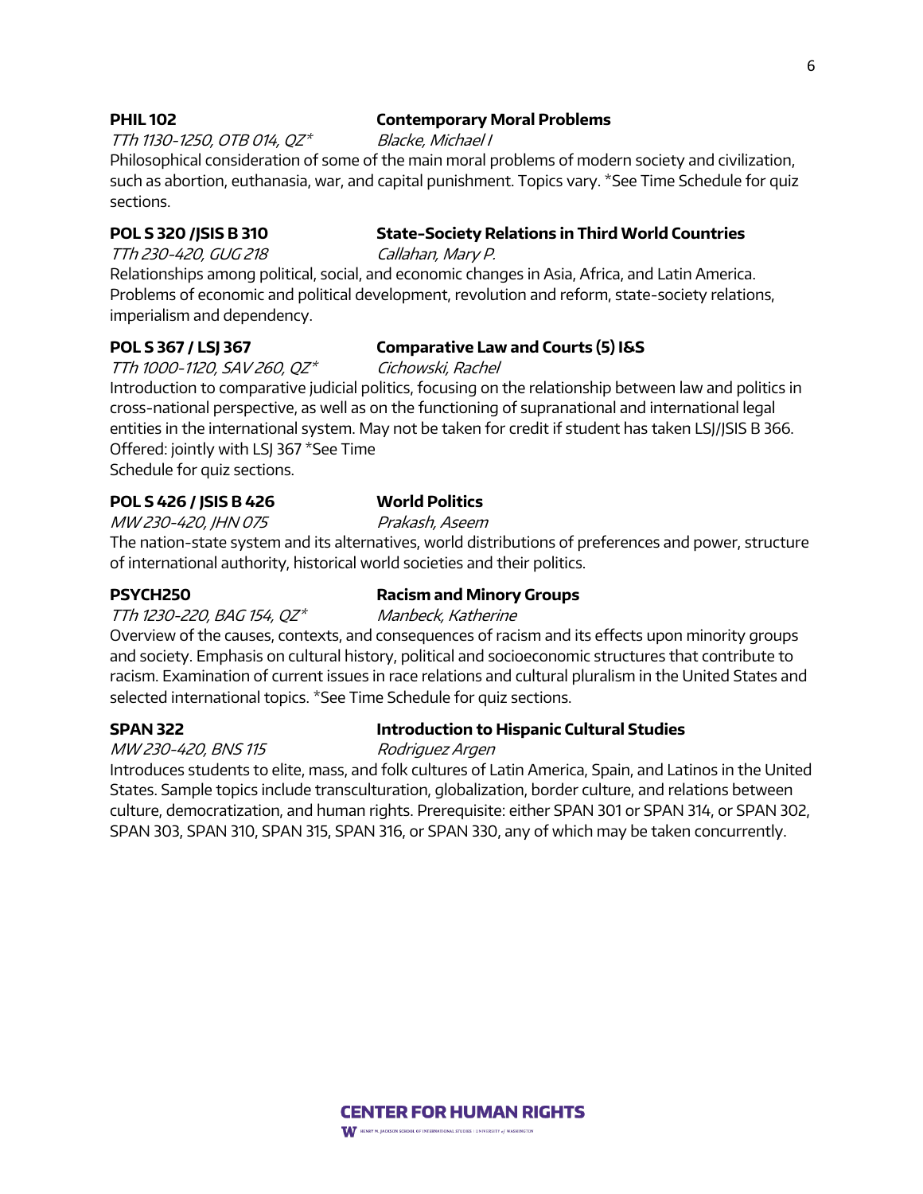**PHIL 102** **Contemporary Moral Problems**

*TTh 1130-1250, OTB 014, QZ** *Blacke, Michael I*

Philosophical consideration of some of the main moral problems of modern society and civilization, such as abortion, euthanasia, war, and capital punishment. Topics vary. *See Time Schedule for quiz sections.

**POL S 320 /JSIS B 310** **State-Society Relations in Third World Countries**

*TTh 230-420, GUG 218* *Callahan, Mary P.*

Relationships among political, social, and economic changes in Asia, Africa, and Latin America. Problems of economic and political development, revolution and reform, state-society relations, imperialism and dependency.

**POL S 367 / LSJ 367** **Comparative Law and Courts (5) I&S**

*TTh 1000-1120, SAV 260, QZ** *Cichowski, Rachel*

Introduction to comparative judicial politics, focusing on the relationship between law and politics in cross-national perspective, as well as on the functioning of supranational and international legal entities in the international system. May not be taken for credit if student has taken LSJ/JSIS B 366. Offered: jointly with LSJ 367 *See Time
Schedule for quiz sections.

**POL S 426 / JSIS B 426** **World Politics**

*MW 230-420, JHN 075* *Prakash, Aseem*

The nation-state system and its alternatives, world distributions of preferences and power, structure of international authority, historical world societies and their politics.

**PSYCH250** **Racism and Minory Groups**

*TTh 1230-220, BAG 154, QZ** *Manbeck, Katherine*

Overview of the causes, contexts, and consequences of racism and its effects upon minority groups and society. Emphasis on cultural history, political and socioeconomic structures that contribute to racism. Examination of current issues in race relations and cultural pluralism in the United States and selected international topics. *See Time Schedule for quiz sections.

**SPAN 322** **Introduction to Hispanic Cultural Studies**

*MW 230-420, BNS 115* *Rodriguez Argen*

Introduces students to elite, mass, and folk cultures of Latin America, Spain, and Latinos in the United States. Sample topics include transculturation, globalization, border culture, and relations between culture, democratization, and human rights. Prerequisite: either SPAN 301 or SPAN 314, or SPAN 302, SPAN 303, SPAN 310, SPAN 315, SPAN 316, or SPAN 330, any of which may be taken concurrently.